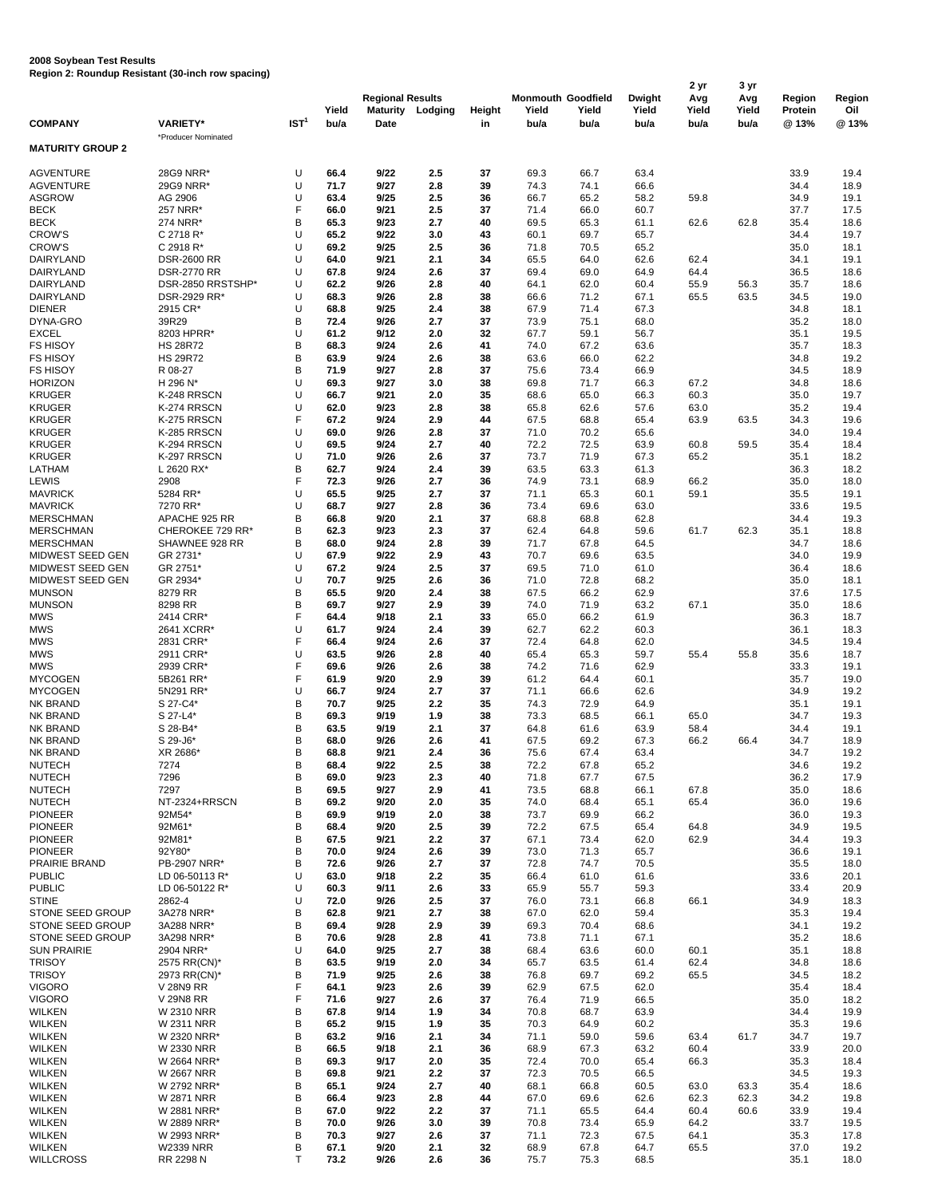**2008 Soybean Test Results**
**Region 2: Roundup Resistant (30-inch row spacing)**

| COMPANY | VARIETY* | IST[1] | Yield bu/a | Regional Results Maturity Date | Lodging | Height in | Monmouth Yield bu/a | Goodfield Yield bu/a | Dwight Yield bu/a | 2 yr Avg Yield bu/a | 3 yr Avg Yield bu/a | Region Protein @ 13% | Region Oil @ 13% |
|---|---|---|---|---|---|---|---|---|---|---|---|---|---|
| | *Producer Nominated | | | | | | | | | | | | |
| **MATURITY GROUP 2** | | | | | | | | | | | | | |
| AGVENTURE | 28G9 NRR* | U | 66.4 | 9/22 | 2.5 | 37 | 69.3 | 66.7 | 63.4 | | | 33.9 | 19.4 |
| AGVENTURE | 29G9 NRR* | U | 71.7 | 9/27 | 2.8 | 39 | 74.3 | 74.1 | 66.6 | | | 34.4 | 18.9 |
| ASGROW | AG 2906 | U | 63.4 | 9/25 | 2.5 | 36 | 66.7 | 65.2 | 58.2 | 59.8 | | 34.9 | 19.1 |
| BECK | 257 NRR* | F | 66.0 | 9/21 | 2.5 | 37 | 71.4 | 66.0 | 60.7 | | | 37.7 | 17.5 |
| BECK | 274 NRR* | B | 65.3 | 9/23 | 2.7 | 40 | 69.5 | 65.3 | 61.1 | 62.6 | 62.8 | 35.4 | 18.6 |
| CROW'S | C 2718 R* | U | 65.2 | 9/22 | 3.0 | 43 | 60.1 | 69.7 | 65.7 | | | 34.4 | 19.7 |
| CROW'S | C 2918 R* | U | 69.2 | 9/25 | 2.5 | 36 | 71.8 | 70.5 | 65.2 | | | 35.0 | 18.1 |
| DAIRYLAND | DSR-2600 RR | U | 64.0 | 9/21 | 2.1 | 34 | 65.5 | 64.0 | 62.6 | 62.4 | | 34.1 | 19.1 |
| DAIRYLAND | DSR-2770 RR | U | 67.8 | 9/24 | 2.6 | 37 | 69.4 | 69.0 | 64.9 | 64.4 | | 36.5 | 18.6 |
| DAIRYLAND | DSR-2850 RRSTSHP* | U | 62.2 | 9/26 | 2.8 | 40 | 64.1 | 62.0 | 60.4 | 55.9 | 56.3 | 35.7 | 18.6 |
| DAIRYLAND | DSR-2929 RR* | U | 68.3 | 9/26 | 2.8 | 38 | 66.6 | 71.2 | 67.1 | 65.5 | 63.5 | 34.5 | 19.0 |
| DIENER | 2915 CR* | U | 68.8 | 9/25 | 2.4 | 38 | 67.9 | 71.4 | 67.3 | | | 34.8 | 18.1 |
| DYNA-GRO | 39R29 | B | 72.4 | 9/26 | 2.7 | 37 | 73.9 | 75.1 | 68.0 | | | 35.2 | 18.0 |
| EXCEL | 8203 HPRR* | U | 61.2 | 9/12 | 2.0 | 32 | 67.7 | 59.1 | 56.7 | | | 35.1 | 19.5 |
| FS HISOY | HS 28R72 | B | 68.3 | 9/24 | 2.6 | 41 | 74.0 | 67.2 | 63.6 | | | 35.7 | 18.3 |
| FS HISOY | HS 29R72 | B | 63.9 | 9/24 | 2.6 | 38 | 63.6 | 66.0 | 62.2 | | | 34.8 | 19.2 |
| FS HISOY | R 08-27 | B | 71.9 | 9/27 | 2.8 | 37 | 75.6 | 73.4 | 66.9 | | | 34.5 | 18.9 |
| HORIZON | H 296 N* | U | 69.3 | 9/27 | 3.0 | 38 | 69.8 | 71.7 | 66.3 | 67.2 | | 34.8 | 18.6 |
| KRUGER | K-248 RRSCN | U | 66.7 | 9/21 | 2.0 | 35 | 68.6 | 65.0 | 66.3 | 60.3 | | 35.0 | 19.7 |
| KRUGER | K-274 RRSCN | U | 62.0 | 9/23 | 2.8 | 38 | 65.8 | 62.6 | 57.6 | 63.0 | | 35.2 | 19.4 |
| KRUGER | K-275 RRSCN | F | 67.2 | 9/24 | 2.9 | 44 | 67.5 | 68.8 | 65.4 | 63.9 | 63.5 | 34.3 | 19.6 |
| KRUGER | K-285 RRSCN | U | 69.0 | 9/26 | 2.8 | 37 | 71.0 | 70.2 | 65.6 | | | 34.0 | 19.4 |
| KRUGER | K-294 RRSCN | U | 69.5 | 9/24 | 2.7 | 40 | 72.2 | 72.5 | 63.9 | 60.8 | 59.5 | 35.4 | 18.4 |
| KRUGER | K-297 RRSCN | U | 71.0 | 9/26 | 2.6 | 37 | 73.7 | 71.9 | 67.3 | 65.2 | | 35.1 | 18.2 |
| LATHAM | L 2620 RX* | B | 62.7 | 9/24 | 2.4 | 39 | 63.5 | 63.3 | 61.3 | | | 36.3 | 18.2 |
| LEWIS | 2908 | F | 72.3 | 9/26 | 2.7 | 36 | 74.9 | 73.1 | 68.9 | 66.2 | | 35.0 | 18.0 |
| MAVRICK | 5284 RR* | U | 65.5 | 9/25 | 2.7 | 37 | 71.1 | 65.3 | 60.1 | 59.1 | | 35.5 | 19.1 |
| MAVRICK | 7270 RR* | U | 68.7 | 9/27 | 2.8 | 36 | 73.4 | 69.6 | 63.0 | | | 33.6 | 19.5 |
| MERSCHMAN | APACHE 925 RR | B | 66.8 | 9/20 | 2.1 | 37 | 68.8 | 68.8 | 62.8 | | | 34.4 | 19.3 |
| MERSCHMAN | CHEROKEE 729 RR* | B | 62.3 | 9/23 | 2.3 | 37 | 62.4 | 64.8 | 59.6 | 61.7 | 62.3 | 35.1 | 18.8 |
| MERSCHMAN | SHAWNEE 928 RR | B | 68.0 | 9/24 | 2.8 | 39 | 71.7 | 67.8 | 64.5 | | | 34.7 | 18.6 |
| MIDWEST SEED GEN | GR 2731* | U | 67.9 | 9/22 | 2.9 | 43 | 70.7 | 69.6 | 63.5 | | | 34.0 | 19.9 |
| MIDWEST SEED GEN | GR 2751* | U | 67.2 | 9/24 | 2.5 | 37 | 69.5 | 71.0 | 61.0 | | | 36.4 | 18.6 |
| MIDWEST SEED GEN | GR 2934* | U | 70.7 | 9/25 | 2.6 | 36 | 71.0 | 72.8 | 68.2 | | | 35.0 | 18.1 |
| MUNSON | 8279 RR | B | 65.5 | 9/20 | 2.4 | 38 | 67.5 | 66.2 | 62.9 | | | 37.6 | 17.5 |
| MUNSON | 8298 RR | B | 69.7 | 9/27 | 2.9 | 39 | 74.0 | 71.9 | 63.2 | 67.1 | | 35.0 | 18.6 |
| MWS | 2414 CRR* | F | 64.4 | 9/18 | 2.1 | 33 | 65.0 | 66.2 | 61.9 | | | 36.3 | 18.7 |
| MWS | 2641 XCRR* | U | 61.7 | 9/24 | 2.4 | 39 | 62.7 | 62.2 | 60.3 | | | 36.1 | 18.3 |
| MWS | 2831 CRR* | F | 66.4 | 9/24 | 2.6 | 37 | 72.4 | 64.8 | 62.0 | | | 34.5 | 19.4 |
| MWS | 2911 CRR* | U | 63.5 | 9/26 | 2.8 | 40 | 65.4 | 65.3 | 59.7 | 55.4 | 55.8 | 35.6 | 18.7 |
| MWS | 2939 CRR* | F | 69.6 | 9/26 | 2.6 | 38 | 74.2 | 71.6 | 62.9 | | | 33.3 | 19.1 |
| MYCOGEN | 5B261 RR* | F | 61.9 | 9/20 | 2.9 | 39 | 61.2 | 64.4 | 60.1 | | | 35.7 | 19.0 |
| MYCOGEN | 5N291 RR* | U | 66.7 | 9/24 | 2.7 | 37 | 71.1 | 66.6 | 62.6 | | | 34.9 | 19.2 |
| NK BRAND | S 27-C4* | B | 70.7 | 9/25 | 2.2 | 35 | 74.3 | 72.9 | 64.9 | | | 35.1 | 19.1 |
| NK BRAND | S 27-L4* | B | 69.3 | 9/19 | 1.9 | 38 | 73.3 | 68.5 | 66.1 | 65.0 | | 34.7 | 19.3 |
| NK BRAND | S 28-B4* | B | 63.5 | 9/19 | 2.1 | 37 | 64.8 | 61.6 | 63.9 | 58.4 | | 34.4 | 19.1 |
| NK BRAND | S 29-J6* | B | 68.0 | 9/26 | 2.6 | 41 | 67.5 | 69.2 | 67.3 | 66.2 | 66.4 | 34.7 | 18.9 |
| NK BRAND | XR 2686* | B | 68.8 | 9/21 | 2.4 | 36 | 75.6 | 67.4 | 63.4 | | | 34.7 | 19.2 |
| NUTECH | 7274 | B | 68.4 | 9/22 | 2.5 | 38 | 72.2 | 67.8 | 65.2 | | | 34.6 | 19.2 |
| NUTECH | 7296 | B | 69.0 | 9/23 | 2.3 | 40 | 71.8 | 67.7 | 67.5 | | | 36.2 | 17.9 |
| NUTECH | 7297 | B | 69.5 | 9/27 | 2.9 | 41 | 73.5 | 68.8 | 66.1 | 67.8 | | 35.0 | 18.6 |
| NUTECH | NT-2324+RRSCN | B | 69.2 | 9/20 | 2.0 | 35 | 74.0 | 68.4 | 65.1 | 65.4 | | 36.0 | 19.6 |
| PIONEER | 92M54* | B | 69.9 | 9/19 | 2.0 | 38 | 73.7 | 69.9 | 66.2 | | | 36.0 | 19.3 |
| PIONEER | 92M61* | B | 68.4 | 9/20 | 2.5 | 39 | 72.2 | 67.5 | 65.4 | 64.8 | | 34.9 | 19.5 |
| PIONEER | 92M81* | B | 67.5 | 9/21 | 2.2 | 37 | 67.1 | 73.4 | 62.0 | 62.9 | | 34.4 | 19.3 |
| PIONEER | 92Y80* | B | 70.0 | 9/24 | 2.6 | 39 | 73.0 | 71.3 | 65.7 | | | 36.6 | 19.1 |
| PRAIRIE BRAND | PB-2907 NRR* | B | 72.6 | 9/26 | 2.7 | 37 | 72.8 | 74.7 | 70.5 | | | 35.5 | 18.0 |
| PUBLIC | LD 06-50113 R* | U | 63.0 | 9/18 | 2.2 | 35 | 66.4 | 61.0 | 61.6 | | | 33.6 | 20.1 |
| PUBLIC | LD 06-50122 R* | U | 60.3 | 9/11 | 2.6 | 33 | 65.9 | 55.7 | 59.3 | | | 33.4 | 20.9 |
| STINE | 2862-4 | U | 72.0 | 9/26 | 2.5 | 37 | 76.0 | 73.1 | 66.8 | 66.1 | | 34.9 | 18.3 |
| STONE SEED GROUP | 3A278 NRR* | B | 62.8 | 9/21 | 2.7 | 38 | 67.0 | 62.0 | 59.4 | | | 35.3 | 19.4 |
| STONE SEED GROUP | 3A288 NRR* | B | 69.4 | 9/28 | 2.9 | 39 | 69.3 | 70.4 | 68.6 | | | 34.1 | 19.2 |
| STONE SEED GROUP | 3A298 NRR* | B | 70.6 | 9/28 | 2.8 | 41 | 73.8 | 71.1 | 67.1 | | | 35.2 | 18.6 |
| SUN PRAIRIE | 2904 NRR* | U | 64.0 | 9/25 | 2.7 | 38 | 68.4 | 63.6 | 60.0 | 60.1 | | 35.1 | 18.8 |
| TRISOY | 2575 RR(CN)* | B | 63.5 | 9/19 | 2.0 | 34 | 65.7 | 63.5 | 61.4 | 62.4 | | 34.8 | 18.6 |
| TRISOY | 2973 RR(CN)* | B | 71.9 | 9/25 | 2.6 | 38 | 76.8 | 69.7 | 69.2 | 65.5 | | 34.5 | 18.2 |
| VIGORO | V 28N9 RR | F | 64.1 | 9/23 | 2.6 | 39 | 62.9 | 67.5 | 62.0 | | | 35.4 | 18.4 |
| VIGORO | V 29N8 RR | F | 71.6 | 9/27 | 2.6 | 37 | 76.4 | 71.9 | 66.5 | | | 35.0 | 18.2 |
| WILKEN | W 2310 NRR | B | 67.8 | 9/14 | 1.9 | 34 | 70.8 | 68.7 | 63.9 | | | 34.4 | 19.9 |
| WILKEN | W 2311 NRR | B | 65.2 | 9/15 | 1.9 | 35 | 70.3 | 64.9 | 60.2 | | | 35.3 | 19.6 |
| WILKEN | W 2320 NRR* | B | 63.2 | 9/16 | 2.1 | 34 | 71.1 | 59.0 | 59.6 | 63.4 | 61.7 | 34.7 | 19.7 |
| WILKEN | W 2330 NRR | B | 66.5 | 9/18 | 2.1 | 36 | 68.9 | 67.3 | 63.2 | 60.4 | | 33.9 | 20.0 |
| WILKEN | W 2664 NRR* | B | 69.3 | 9/17 | 2.0 | 35 | 72.4 | 70.0 | 65.4 | 66.3 | | 35.3 | 18.4 |
| WILKEN | W 2667 NRR | B | 69.8 | 9/21 | 2.2 | 37 | 72.3 | 70.5 | 66.5 | | | 34.5 | 19.3 |
| WILKEN | W 2792 NRR* | B | 65.1 | 9/24 | 2.7 | 40 | 68.1 | 66.8 | 60.5 | 63.0 | 63.3 | 35.4 | 18.6 |
| WILKEN | W 2871 NRR | B | 66.4 | 9/23 | 2.8 | 44 | 67.0 | 69.6 | 62.6 | 62.3 | 62.3 | 34.2 | 19.8 |
| WILKEN | W 2881 NRR* | B | 67.0 | 9/22 | 2.2 | 37 | 71.1 | 65.5 | 64.4 | 60.4 | 60.6 | 33.9 | 19.4 |
| WILKEN | W 2889 NRR* | B | 70.0 | 9/26 | 3.0 | 39 | 70.8 | 73.4 | 65.9 | 64.2 | | 33.7 | 19.5 |
| WILKEN | W 2993 NRR* | B | 70.3 | 9/27 | 2.6 | 37 | 71.1 | 72.3 | 67.5 | 64.1 | | 35.3 | 17.8 |
| WILKEN | W2339 NRR | B | 67.1 | 9/20 | 2.1 | 32 | 68.9 | 67.8 | 64.7 | 65.5 | | 37.0 | 19.2 |
| WILLCROSS | RR 2298 N | T | 73.2 | 9/26 | 2.6 | 36 | 75.7 | 75.3 | 68.5 | | | 35.1 | 18.0 |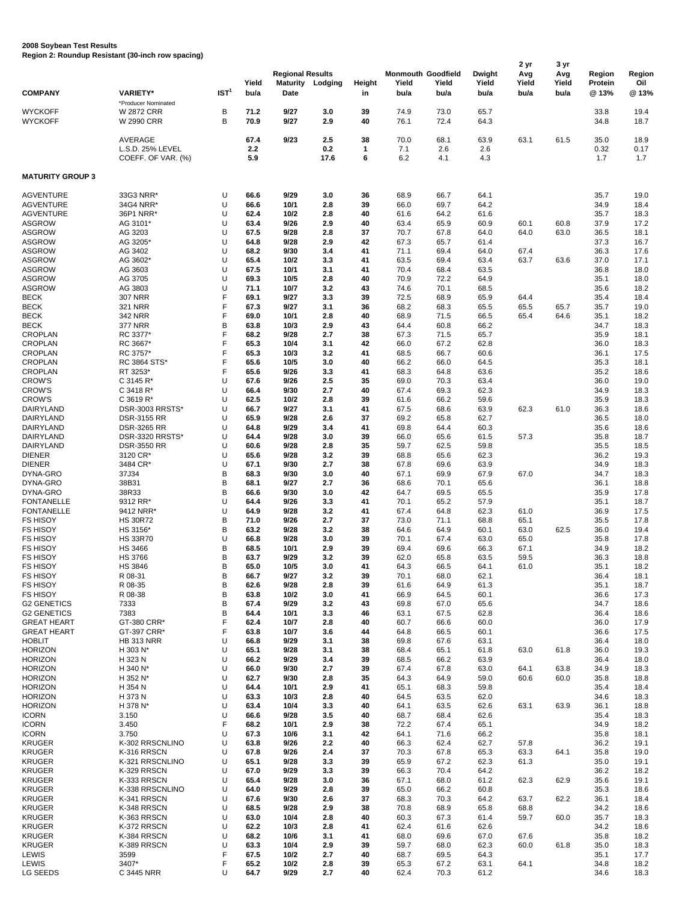**2008 Soybean Test Results**
**Region 2: Roundup Resistant (30-inch row spacing)**

| COMPANY | VARIETY* | IST[1] | Regional Results Yield bu/a | Maturity Date | Lodging | Height in | Monmouth Yield bu/a | Goodfield Yield bu/a | Dwight Yield bu/a | 2 yr Avg Yield bu/a | 3 yr Avg Yield bu/a | Region Protein @ 13% | Region Oil @ 13% |
|---|---|---|---|---|---|---|---|---|---|---|---|---|---|
| | *Producer Nominated | | | | | | | | | | | | |
| WYCKOFF | W 2872 CRR | B | 71.2 | 9/27 | 3.0 | 39 | 74.9 | 73.0 | 65.7 | | | 33.8 | 19.4 |
| WYCKOFF | W 2990 CRR | B | 70.9 | 9/27 | 2.9 | 40 | 76.1 | 72.4 | 64.3 | | | 34.8 | 18.7 |
| | AVERAGE | | 67.4 | 9/23 | 2.5 | 38 | 70.0 | 68.1 | 63.9 | 63.1 | 61.5 | 35.0 | 18.9 |
| | L.S.D. 25% LEVEL | | 2.2 | | 0.2 | 1 | 7.1 | 2.6 | 2.6 | | | 0.32 | 0.17 |
| | COEFF. OF VAR. (%) | | 5.9 | | 17.6 | 6 | 6.2 | 4.1 | 4.3 | | | 1.7 | 1.7 |
| **MATURITY GROUP 3** | | | | | | | | | | | | | |
| AGVENTURE | 33G3 NRR* | U | 66.6 | 9/29 | 3.0 | 36 | 68.9 | 66.7 | 64.1 | | | 35.7 | 19.0 |
| AGVENTURE | 34G4 NRR* | U | 66.6 | 10/1 | 2.8 | 39 | 66.0 | 69.7 | 64.2 | | | 34.9 | 18.4 |
| AGVENTURE | 36P1 NRR* | U | 62.4 | 10/2 | 2.8 | 40 | 61.6 | 64.2 | 61.6 | | | 35.7 | 18.3 |
| ASGROW | AG 3101* | U | 63.4 | 9/26 | 2.9 | 40 | 63.4 | 65.9 | 60.9 | 60.1 | 60.8 | 37.9 | 17.2 |
| ASGROW | AG 3203 | U | 67.5 | 9/28 | 2.8 | 37 | 70.7 | 67.8 | 64.0 | 64.0 | 63.0 | 36.5 | 18.1 |
| ASGROW | AG 3205* | U | 64.8 | 9/28 | 2.9 | 42 | 67.3 | 65.7 | 61.4 | | | 37.3 | 16.7 |
| ASGROW | AG 3402 | U | 68.2 | 9/30 | 3.4 | 41 | 71.1 | 69.4 | 64.0 | 67.4 | | 36.3 | 17.6 |
| ASGROW | AG 3602* | U | 65.4 | 10/2 | 3.3 | 41 | 63.5 | 69.4 | 63.4 | 63.7 | 63.6 | 37.0 | 17.1 |
| ASGROW | AG 3603 | U | 67.5 | 10/1 | 3.1 | 41 | 70.4 | 68.4 | 63.5 | | | 36.8 | 18.0 |
| ASGROW | AG 3705 | U | 69.3 | 10/5 | 2.8 | 40 | 70.9 | 72.2 | 64.9 | | | 35.1 | 18.0 |
| ASGROW | AG 3803 | U | 71.1 | 10/7 | 3.2 | 43 | 74.6 | 70.1 | 68.5 | | | 35.6 | 18.2 |
| BECK | 307 NRR | F | 69.1 | 9/27 | 3.3 | 39 | 72.5 | 68.9 | 65.9 | 64.4 | | 35.4 | 18.4 |
| BECK | 321 NRR | F | 67.3 | 9/27 | 3.1 | 36 | 68.2 | 68.3 | 65.5 | 65.5 | 65.7 | 35.7 | 19.0 |
| BECK | 342 NRR | F | 69.0 | 10/1 | 2.8 | 40 | 68.9 | 71.5 | 66.5 | 65.4 | 64.6 | 35.1 | 18.2 |
| BECK | 377 NRR | B | 63.8 | 10/3 | 2.9 | 43 | 64.4 | 60.8 | 66.2 | | | 34.7 | 18.3 |
| CROPLAN | RC 3377* | F | 68.2 | 9/28 | 2.7 | 38 | 67.3 | 71.5 | 65.7 | | | 35.9 | 18.1 |
| CROPLAN | RC 3667* | F | 65.3 | 10/4 | 3.1 | 42 | 66.0 | 67.2 | 62.8 | | | 36.0 | 18.3 |
| CROPLAN | RC 3757* | F | 65.3 | 10/3 | 3.2 | 41 | 68.5 | 66.7 | 60.6 | | | 36.1 | 17.5 |
| CROPLAN | RC 3864 STS* | F | 65.6 | 10/5 | 3.0 | 40 | 66.2 | 66.0 | 64.5 | | | 35.3 | 18.1 |
| CROPLAN | RT 3253* | F | 65.6 | 9/26 | 3.3 | 41 | 68.3 | 64.8 | 63.6 | | | 35.2 | 18.6 |
| CROW'S | C 3145 R* | U | 67.6 | 9/26 | 2.5 | 35 | 69.0 | 70.3 | 63.4 | | | 36.0 | 19.0 |
| CROW'S | C 3418 R* | U | 66.4 | 9/30 | 2.7 | 40 | 67.4 | 69.3 | 62.3 | | | 34.9 | 18.3 |
| CROW'S | C 3619 R* | U | 62.5 | 10/2 | 2.8 | 39 | 61.6 | 66.2 | 59.6 | | | 35.9 | 18.3 |
| DAIRYLAND | DSR-3003 RRSTS* | U | 66.7 | 9/27 | 3.1 | 41 | 67.5 | 68.6 | 63.9 | 62.3 | 61.0 | 36.3 | 18.6 |
| DAIRYLAND | DSR-3155 RR | U | 65.9 | 9/28 | 2.6 | 37 | 69.2 | 65.8 | 62.7 | | | 36.5 | 18.0 |
| DAIRYLAND | DSR-3265 RR | U | 64.8 | 9/29 | 3.4 | 41 | 69.8 | 64.4 | 60.3 | | | 35.6 | 18.6 |
| DAIRYLAND | DSR-3320 RRSTS* | U | 64.4 | 9/28 | 3.0 | 39 | 66.0 | 65.6 | 61.5 | 57.3 | | 35.8 | 18.7 |
| DAIRYLAND | DSR-3550 RR | U | 60.6 | 9/28 | 2.8 | 35 | 59.7 | 62.5 | 59.8 | | | 35.5 | 18.5 |
| DIENER | 3120 CR* | U | 65.6 | 9/28 | 3.2 | 39 | 68.8 | 65.6 | 62.3 | | | 36.2 | 19.3 |
| DIENER | 3484 CR* | U | 67.1 | 9/30 | 2.7 | 38 | 67.8 | 69.6 | 63.9 | | | 34.9 | 18.3 |
| DYNA-GRO | 37J34 | B | 68.3 | 9/30 | 3.0 | 40 | 67.1 | 69.9 | 67.9 | 67.0 | | 34.7 | 18.3 |
| DYNA-GRO | 38B31 | B | 68.1 | 9/27 | 2.7 | 36 | 68.6 | 70.1 | 65.6 | | | 36.1 | 18.8 |
| DYNA-GRO | 38R33 | B | 66.6 | 9/30 | 3.0 | 42 | 64.7 | 69.5 | 65.5 | | | 35.9 | 17.8 |
| FONTANELLE | 9312 RR* | U | 64.4 | 9/26 | 3.3 | 41 | 70.1 | 65.2 | 57.9 | | | 35.1 | 18.7 |
| FONTANELLE | 9412 NRR* | U | 64.9 | 9/28 | 3.2 | 41 | 67.4 | 64.8 | 62.3 | 61.0 | | 36.9 | 17.5 |
| FS HISOY | HS 30R72 | B | 71.0 | 9/26 | 2.7 | 37 | 73.0 | 71.1 | 68.8 | 65.1 | | 35.5 | 17.8 |
| FS HISOY | HS 3156* | B | 63.2 | 9/28 | 3.2 | 38 | 64.6 | 64.9 | 60.1 | 63.0 | 62.5 | 36.0 | 19.4 |
| FS HISOY | HS 33R70 | U | 66.8 | 9/28 | 3.0 | 39 | 70.1 | 67.4 | 63.0 | 65.0 | | 35.8 | 17.8 |
| FS HISOY | HS 3466 | B | 68.5 | 10/1 | 2.9 | 39 | 69.4 | 69.6 | 66.3 | 67.1 | | 34.9 | 18.2 |
| FS HISOY | HS 3766 | B | 63.7 | 9/29 | 3.2 | 39 | 62.0 | 65.8 | 63.5 | 59.5 | | 36.3 | 18.8 |
| FS HISOY | HS 3846 | B | 65.0 | 10/5 | 3.0 | 41 | 64.3 | 66.5 | 64.1 | 61.0 | | 35.1 | 18.2 |
| FS HISOY | R 08-31 | B | 66.7 | 9/27 | 3.2 | 39 | 70.1 | 68.0 | 62.1 | | | 36.4 | 18.1 |
| FS HISOY | R 08-35 | B | 62.6 | 9/28 | 2.8 | 39 | 61.6 | 64.9 | 61.3 | | | 35.1 | 18.7 |
| FS HISOY | R 08-38 | B | 63.8 | 10/2 | 3.0 | 41 | 66.9 | 64.5 | 60.1 | | | 36.6 | 17.3 |
| G2 GENETICS | 7333 | B | 67.4 | 9/29 | 3.2 | 43 | 69.8 | 67.0 | 65.6 | | | 34.7 | 18.6 |
| G2 GENETICS | 7383 | B | 64.4 | 10/1 | 3.3 | 46 | 63.1 | 67.5 | 62.8 | | | 36.4 | 18.6 |
| GREAT HEART | GT-380 CRR* | F | 62.4 | 10/7 | 2.8 | 40 | 60.7 | 66.6 | 60.0 | | | 36.0 | 17.9 |
| GREAT HEART | GT-397 CRR* | F | 63.8 | 10/7 | 3.6 | 44 | 64.8 | 66.5 | 60.1 | | | 36.6 | 17.5 |
| HOBLIT | HB 313 NRR | U | 66.8 | 9/29 | 3.1 | 38 | 69.8 | 67.6 | 63.1 | | | 36.4 | 18.0 |
| HORIZON | H 303 N* | U | 65.1 | 9/28 | 3.1 | 38 | 68.4 | 65.1 | 61.8 | 63.0 | 61.8 | 36.0 | 19.3 |
| HORIZON | H 323 N | U | 66.2 | 9/29 | 3.4 | 39 | 68.5 | 66.2 | 63.9 | | | 36.4 | 18.0 |
| HORIZON | H 340 N* | U | 66.0 | 9/30 | 2.7 | 39 | 67.4 | 67.8 | 63.0 | 64.1 | 63.8 | 34.9 | 18.3 |
| HORIZON | H 352 N* | U | 62.7 | 9/30 | 2.8 | 35 | 64.3 | 64.9 | 59.0 | 60.6 | 60.0 | 35.8 | 18.8 |
| HORIZON | H 354 N | U | 64.4 | 10/1 | 2.9 | 41 | 65.1 | 68.3 | 59.8 | | | 35.4 | 18.4 |
| HORIZON | H 373 N | U | 63.3 | 10/3 | 2.8 | 40 | 64.5 | 63.5 | 62.0 | | | 34.6 | 18.3 |
| HORIZON | H 378 N* | U | 63.4 | 10/4 | 3.3 | 40 | 64.1 | 63.5 | 62.6 | 63.1 | 63.9 | 36.1 | 18.8 |
| ICORN | 3.150 | U | 66.6 | 9/28 | 3.5 | 40 | 68.7 | 68.4 | 62.6 | | | 35.4 | 18.3 |
| ICORN | 3.450 | F | 68.2 | 10/1 | 2.9 | 38 | 72.2 | 67.4 | 65.1 | | | 34.9 | 18.2 |
| ICORN | 3.750 | U | 67.3 | 10/6 | 3.1 | 42 | 64.1 | 71.6 | 66.2 | | | 35.8 | 18.1 |
| KRUGER | K-302 RRSCNLINO | U | 63.8 | 9/26 | 2.2 | 40 | 66.3 | 62.4 | 62.7 | 57.8 | | 36.2 | 19.1 |
| KRUGER | K-316 RRSCN | U | 67.8 | 9/26 | 2.4 | 37 | 70.3 | 67.8 | 65.3 | 63.3 | 64.1 | 35.8 | 19.0 |
| KRUGER | K-321 RRSCNLINO | U | 65.1 | 9/28 | 3.3 | 39 | 65.9 | 67.2 | 62.3 | 61.3 | | 35.0 | 19.1 |
| KRUGER | K-329 RRSCN | U | 67.0 | 9/29 | 3.3 | 39 | 66.3 | 70.4 | 64.2 | | | 36.2 | 18.2 |
| KRUGER | K-333 RRSCN | U | 65.4 | 9/28 | 3.0 | 36 | 67.1 | 68.0 | 61.2 | 62.3 | 62.9 | 35.6 | 19.1 |
| KRUGER | K-338 RRSCNLINO | U | 64.0 | 9/29 | 2.8 | 39 | 65.0 | 66.2 | 60.8 | | | 35.3 | 18.6 |
| KRUGER | K-341 RRSCN | U | 67.6 | 9/30 | 2.6 | 37 | 68.3 | 70.3 | 64.2 | 63.7 | 62.2 | 36.1 | 18.4 |
| KRUGER | K-348 RRSCN | U | 68.5 | 9/28 | 2.9 | 38 | 70.8 | 68.9 | 65.8 | 68.8 | | 34.2 | 18.6 |
| KRUGER | K-363 RRSCN | U | 63.0 | 10/4 | 2.8 | 40 | 60.3 | 67.3 | 61.4 | 59.7 | 60.0 | 35.7 | 18.3 |
| KRUGER | K-372 RRSCN | U | 62.2 | 10/3 | 2.8 | 41 | 62.4 | 61.6 | 62.6 | | | 34.2 | 18.6 |
| KRUGER | K-384 RRSCN | U | 68.2 | 10/6 | 3.1 | 41 | 68.0 | 69.6 | 67.0 | 67.6 | | 35.8 | 18.2 |
| KRUGER | K-389 RRSCN | U | 63.3 | 10/4 | 2.9 | 39 | 59.7 | 68.0 | 62.3 | 60.0 | 61.8 | 35.0 | 18.3 |
| LEWIS | 3599 | F | 67.5 | 10/2 | 2.7 | 40 | 68.7 | 69.5 | 64.3 | | | 35.1 | 17.7 |
| LEWIS | 3407* | F | 65.2 | 10/2 | 2.8 | 39 | 65.3 | 67.2 | 63.1 | 64.1 | | 34.8 | 18.2 |
| LG SEEDS | C 3445 NRR | U | 64.7 | 9/29 | 2.7 | 40 | 62.4 | 70.3 | 61.2 | | | 34.6 | 18.3 |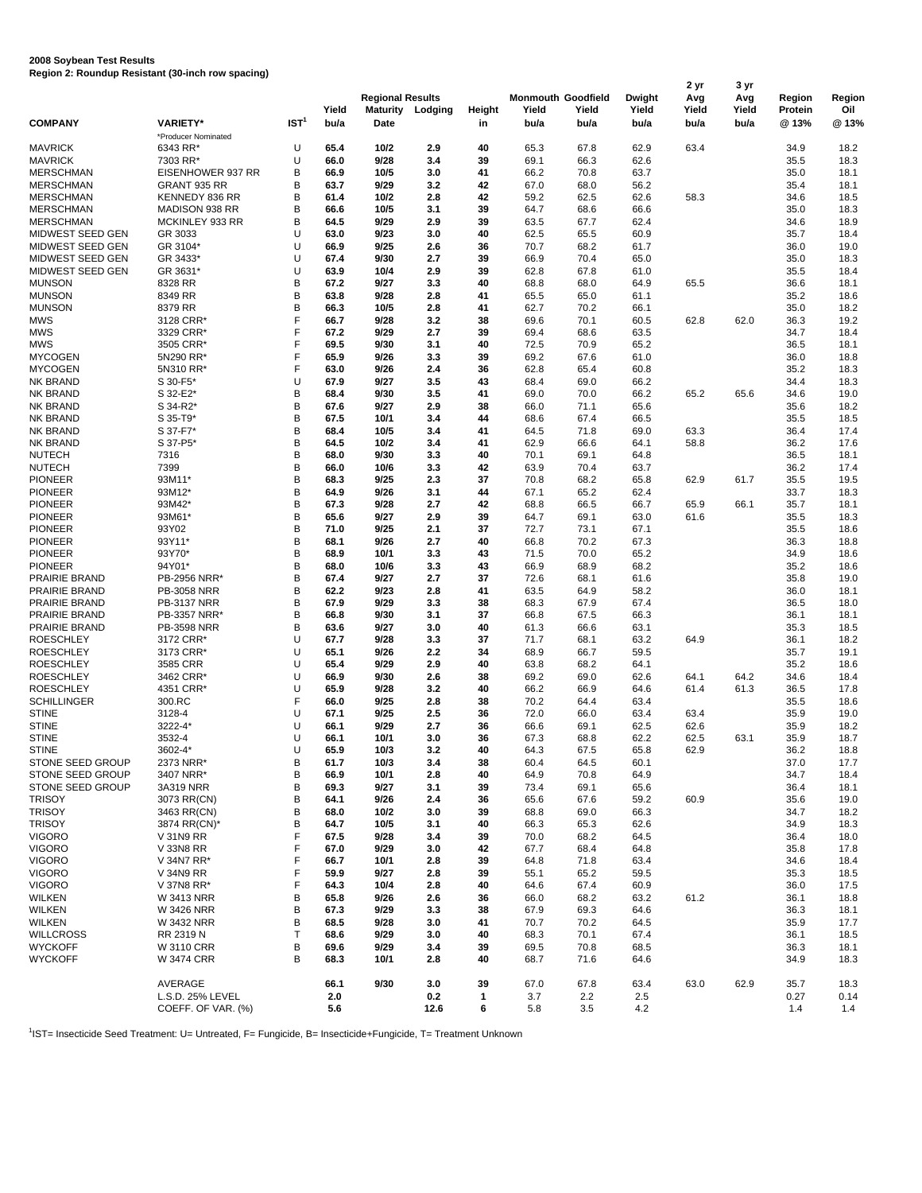**2008 Soybean Test Results**
**Region 2: Roundup Resistant (30-inch row spacing)**

| COMPANY | VARIETY* | IST[1] | Regional Results Yield bu/a | Maturity Date | Lodging | Height in | Monmouth Yield bu/a | Goodfield Yield bu/a | Dwight Yield bu/a | 2 yr Avg Yield bu/a | 3 yr Avg Yield bu/a | Region Protein @ 13% | Region Oil @ 13% |
|---|---|---|---|---|---|---|---|---|---|---|---|---|---|
| | *Producer Nominated | | | | | | | | | | | | |
| MAVRICK | 6343 RR* | U | 65.4 | 10/2 | 2.9 | 40 | 65.3 | 67.8 | 62.9 | 63.4 | | 34.9 | 18.2 |
| MAVRICK | 7303 RR* | U | 66.0 | 9/28 | 3.4 | 39 | 69.1 | 66.3 | 62.6 | | | 35.5 | 18.3 |
| MERSCHMAN | EISENHOWER 937 RR | B | 66.9 | 10/5 | 3.0 | 41 | 66.2 | 70.8 | 63.7 | | | 35.0 | 18.1 |
| MERSCHMAN | GRANT 935 RR | B | 63.7 | 9/29 | 3.2 | 42 | 67.0 | 68.0 | 56.2 | | | 35.4 | 18.1 |
| MERSCHMAN | KENNEDY 836 RR | B | 61.4 | 10/2 | 2.8 | 42 | 59.2 | 62.5 | 62.6 | 58.3 | | 34.6 | 18.5 |
| MERSCHMAN | MADISON 938 RR | B | 66.6 | 10/5 | 3.1 | 39 | 64.7 | 68.6 | 66.6 | | | 35.0 | 18.3 |
| MERSCHMAN | MCKINLEY 933 RR | B | 64.5 | 9/29 | 2.9 | 39 | 63.5 | 67.7 | 62.4 | | | 34.6 | 18.9 |
| MIDWEST SEED GEN | GR 3033 | U | 63.0 | 9/23 | 3.0 | 40 | 62.5 | 65.5 | 60.9 | | | 35.7 | 18.4 |
| MIDWEST SEED GEN | GR 3104* | U | 66.9 | 9/25 | 2.6 | 36 | 70.7 | 68.2 | 61.7 | | | 36.0 | 19.0 |
| MIDWEST SEED GEN | GR 3433* | U | 67.4 | 9/30 | 2.7 | 39 | 66.9 | 70.4 | 65.0 | | | 35.0 | 18.3 |
| MIDWEST SEED GEN | GR 3631* | U | 63.9 | 10/4 | 2.9 | 39 | 62.8 | 67.8 | 61.0 | | | 35.5 | 18.4 |
| MUNSON | 8328 RR | B | 67.2 | 9/27 | 3.3 | 40 | 68.8 | 68.0 | 64.9 | 65.5 | | 36.6 | 18.1 |
| MUNSON | 8349 RR | B | 63.8 | 9/28 | 2.8 | 41 | 65.5 | 65.0 | 61.1 | | | 35.2 | 18.6 |
| MUNSON | 8379 RR | B | 66.3 | 10/5 | 2.8 | 41 | 62.7 | 70.2 | 66.1 | | | 35.0 | 18.2 |
| MWS | 3128 CRR* | F | 66.7 | 9/28 | 3.2 | 38 | 69.6 | 70.1 | 60.5 | 62.8 | 62.0 | 36.3 | 19.2 |
| MWS | 3329 CRR* | F | 67.2 | 9/29 | 2.7 | 39 | 69.4 | 68.6 | 63.5 | | | 34.7 | 18.4 |
| MWS | 3505 CRR* | F | 69.5 | 9/30 | 3.1 | 40 | 72.5 | 70.9 | 65.2 | | | 36.5 | 18.1 |
| MYCOGEN | 5N290 RR* | F | 65.9 | 9/26 | 3.3 | 39 | 69.2 | 67.6 | 61.0 | | | 36.0 | 18.8 |
| MYCOGEN | 5N310 RR* | F | 63.0 | 9/26 | 2.4 | 36 | 62.8 | 65.4 | 60.8 | | | 35.2 | 18.3 |
| NK BRAND | S 30-F5* | U | 67.9 | 9/27 | 3.5 | 43 | 68.4 | 69.0 | 66.2 | | | 34.4 | 18.3 |
| NK BRAND | S 32-E2* | B | 68.4 | 9/30 | 3.5 | 41 | 69.0 | 70.0 | 66.2 | 65.2 | 65.6 | 34.6 | 19.0 |
| NK BRAND | S 34-R2* | B | 67.6 | 9/27 | 2.9 | 38 | 66.0 | 71.1 | 65.6 | | | 35.6 | 18.2 |
| NK BRAND | S 35-T9* | B | 67.5 | 10/1 | 3.4 | 44 | 68.6 | 67.4 | 66.5 | | | 35.5 | 18.5 |
| NK BRAND | S 37-F7* | B | 68.4 | 10/5 | 3.4 | 41 | 64.5 | 71.8 | 69.0 | 63.3 | | 36.4 | 17.4 |
| NK BRAND | S 37-P5* | B | 64.5 | 10/2 | 3.4 | 41 | 62.9 | 66.6 | 64.1 | 58.8 | | 36.2 | 17.6 |
| NUTECH | 7316 | B | 68.0 | 9/30 | 3.3 | 40 | 70.1 | 69.1 | 64.8 | | | 36.5 | 18.1 |
| NUTECH | 7399 | B | 66.0 | 10/6 | 3.3 | 42 | 63.9 | 70.4 | 63.7 | | | 36.2 | 17.4 |
| PIONEER | 93M11* | B | 68.3 | 9/25 | 2.3 | 37 | 70.8 | 68.2 | 65.8 | 62.9 | 61.7 | 35.5 | 19.5 |
| PIONEER | 93M12* | B | 64.9 | 9/26 | 3.1 | 44 | 67.1 | 65.2 | 62.4 | | | 33.7 | 18.3 |
| PIONEER | 93M42* | B | 67.3 | 9/28 | 2.7 | 42 | 68.8 | 66.5 | 66.7 | 65.9 | 66.1 | 35.7 | 18.1 |
| PIONEER | 93M61* | B | 65.6 | 9/27 | 2.9 | 39 | 64.7 | 69.1 | 63.0 | 61.6 | | 35.5 | 18.3 |
| PIONEER | 93Y02 | B | 71.0 | 9/25 | 2.1 | 37 | 72.7 | 73.1 | 67.1 | | | 35.5 | 18.6 |
| PIONEER | 93Y11* | B | 68.1 | 9/26 | 2.7 | 40 | 66.8 | 70.2 | 67.3 | | | 36.3 | 18.8 |
| PIONEER | 93Y70* | B | 68.9 | 10/1 | 3.3 | 43 | 71.5 | 70.0 | 65.2 | | | 34.9 | 18.6 |
| PIONEER | 94Y01* | B | 68.0 | 10/6 | 3.3 | 43 | 66.9 | 68.9 | 68.2 | | | 35.2 | 18.6 |
| PRAIRIE BRAND | PB-2956 NRR* | B | 67.4 | 9/27 | 2.7 | 37 | 72.6 | 68.1 | 61.6 | | | 35.8 | 19.0 |
| PRAIRIE BRAND | PB-3058 NRR | B | 62.2 | 9/23 | 2.8 | 41 | 63.5 | 64.9 | 58.2 | | | 36.0 | 18.1 |
| PRAIRIE BRAND | PB-3137 NRR | B | 67.9 | 9/29 | 3.3 | 38 | 68.3 | 67.9 | 67.4 | | | 36.5 | 18.0 |
| PRAIRIE BRAND | PB-3357 NRR* | B | 66.8 | 9/30 | 3.1 | 37 | 66.8 | 67.5 | 66.3 | | | 36.1 | 18.1 |
| PRAIRIE BRAND | PB-3598 NRR | B | 63.6 | 9/27 | 3.0 | 40 | 61.3 | 66.6 | 63.1 | | | 35.3 | 18.5 |
| ROESCHLEY | 3172 CRR* | U | 67.7 | 9/28 | 3.3 | 37 | 71.7 | 68.1 | 63.2 | 64.9 | | 36.1 | 18.2 |
| ROESCHLEY | 3173 CRR* | U | 65.1 | 9/26 | 2.2 | 34 | 68.9 | 66.7 | 59.5 | | | 35.7 | 19.1 |
| ROESCHLEY | 3585 CRR | U | 65.4 | 9/29 | 2.9 | 40 | 63.8 | 68.2 | 64.1 | | | 35.2 | 18.6 |
| ROESCHLEY | 3462 CRR* | U | 66.9 | 9/30 | 2.6 | 38 | 69.2 | 69.0 | 62.6 | 64.1 | 64.2 | 34.6 | 18.4 |
| ROESCHLEY | 4351 CRR* | U | 65.9 | 9/28 | 3.2 | 40 | 66.2 | 66.9 | 64.6 | 61.4 | 61.3 | 36.5 | 17.8 |
| SCHILLINGER | 300.RC | F | 66.0 | 9/25 | 2.8 | 38 | 70.2 | 64.4 | 63.4 | | | 35.5 | 18.6 |
| STINE | 3128-4 | U | 67.1 | 9/25 | 2.5 | 36 | 72.0 | 66.0 | 63.4 | 63.4 | | 35.9 | 19.0 |
| STINE | 3222-4* | U | 66.1 | 9/29 | 2.7 | 36 | 66.6 | 69.1 | 62.5 | 62.6 | | 35.9 | 18.2 |
| STINE | 3532-4 | U | 66.1 | 10/1 | 3.0 | 36 | 67.3 | 68.8 | 62.2 | 62.5 | 63.1 | 35.9 | 18.7 |
| STINE | 3602-4* | U | 65.9 | 10/3 | 3.2 | 40 | 64.3 | 67.5 | 65.8 | 62.9 | | 36.2 | 18.8 |
| STONE SEED GROUP | 2373 NRR* | B | 61.7 | 10/3 | 3.4 | 38 | 60.4 | 64.5 | 60.1 | | | 37.0 | 17.7 |
| STONE SEED GROUP | 3407 NRR* | B | 66.9 | 10/1 | 2.8 | 40 | 64.9 | 70.8 | 64.9 | | | 34.7 | 18.4 |
| STONE SEED GROUP | 3A319 NRR | B | 69.3 | 9/27 | 3.1 | 39 | 73.4 | 69.1 | 65.6 | | | 36.4 | 18.1 |
| TRISOY | 3073 RR(CN) | B | 64.1 | 9/26 | 2.4 | 36 | 65.6 | 67.6 | 59.2 | 60.9 | | 35.6 | 19.0 |
| TRISOY | 3463 RR(CN) | B | 68.0 | 10/2 | 3.0 | 39 | 68.8 | 69.0 | 66.3 | | | 34.7 | 18.2 |
| TRISOY | 3874 RR(CN)* | B | 64.7 | 10/5 | 3.1 | 40 | 66.3 | 65.3 | 62.6 | | | 34.9 | 18.3 |
| VIGORO | V 31N9 RR | F | 67.5 | 9/28 | 3.4 | 39 | 70.0 | 68.2 | 64.5 | | | 36.4 | 18.0 |
| VIGORO | V 33N8 RR | F | 67.0 | 9/29 | 3.0 | 42 | 67.7 | 68.4 | 64.8 | | | 35.8 | 17.8 |
| VIGORO | V 34N7 RR* | F | 66.7 | 10/1 | 2.8 | 39 | 64.8 | 71.8 | 63.4 | | | 34.6 | 18.4 |
| VIGORO | V 34N9 RR | F | 59.9 | 9/27 | 2.8 | 39 | 55.1 | 65.2 | 59.5 | | | 35.3 | 18.5 |
| VIGORO | V 37N8 RR* | F | 64.3 | 10/4 | 2.8 | 40 | 64.6 | 67.4 | 60.9 | | | 36.0 | 17.5 |
| WILKEN | W 3413 NRR | B | 65.8 | 9/26 | 2.6 | 36 | 66.0 | 68.2 | 63.2 | 61.2 | | 36.1 | 18.8 |
| WILKEN | W 3426 NRR | B | 67.3 | 9/29 | 3.3 | 38 | 67.9 | 69.3 | 64.6 | | | 36.3 | 18.1 |
| WILKEN | W 3432 NRR | B | 68.5 | 9/28 | 3.0 | 41 | 70.7 | 70.2 | 64.5 | | | 35.9 | 17.7 |
| WILLCROSS | RR 2319 N | T | 68.6 | 9/29 | 3.0 | 40 | 68.3 | 70.1 | 67.4 | | | 36.1 | 18.5 |
| WYCKOFF | W 3110 CRR | B | 69.6 | 9/29 | 3.4 | 39 | 69.5 | 70.8 | 68.5 | | | 36.3 | 18.1 |
| WYCKOFF | W 3474 CRR | B | 68.3 | 10/1 | 2.8 | 40 | 68.7 | 71.6 | 64.6 | | | 34.9 | 18.3 |
| | AVERAGE | | 66.1 | 9/30 | 3.0 | 39 | 67.0 | 67.8 | 63.4 | 63.0 | 62.9 | 35.7 | 18.3 |
| | L.S.D. 25% LEVEL | | 2.0 | | 0.2 | 1 | 3.7 | 2.2 | 2.5 | | | 0.27 | 0.14 |
| | COEFF. OF VAR. (%) | | 5.6 | | 12.6 | 6 | 5.8 | 3.5 | 4.2 | | | 1.4 | 1.4 |

[1]IST= Insecticide Seed Treatment: U= Untreated, F= Fungicide, B= Insecticide+Fungicide, T= Treatment Unknown